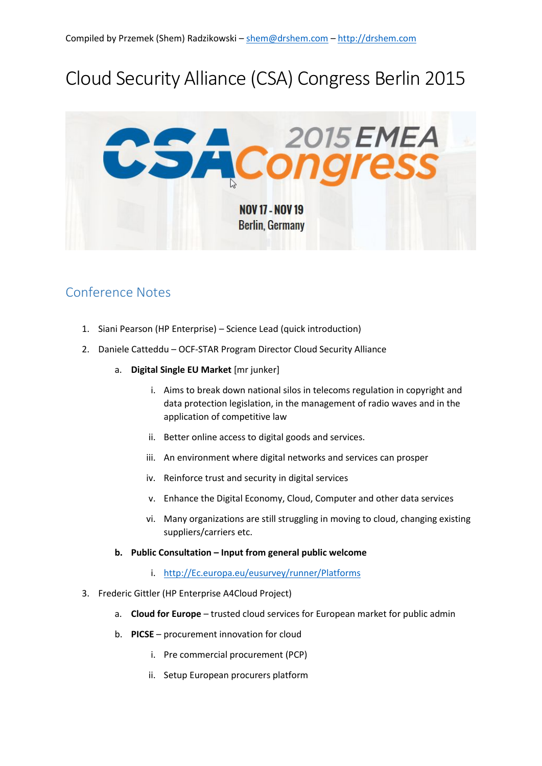Compiled by Przemek (Shem) Radzikowski – shem@drshem.com – http://drshem.com

# Cloud Security Alliance (CSA) Congress Berlin 2015

## Conference Notes

1. Siani Pearson (HP Enterprise) – Science Lead (quick introduction)
2. Daniele Catteddu – OCF-STAR Program Director Cloud Security Alliance
    a. **Digital Single EU Market** [mr junker]
        i. Aims to break down national silos in telecoms regulation in copyright and data protection legislation, in the management of radio waves and in the application of competitive law
        ii. Better online access to digital goods and services.
        iii. An environment where digital networks and services can prosper
        iv. Reinforce trust and security in digital services
        v. Enhance the Digital Economy, Cloud, Computer and other data services
        vi. Many organizations are still struggling in moving to cloud, changing existing suppliers/carriers etc.
    b. **Public Consultation – Input from general public welcome**
        i. http://Ec.europa.eu/eusurvey/runner/Platforms
3. Frederic Gittler (HP Enterprise A4Cloud Project)
    a. **Cloud for Europe** – trusted cloud services for European market for public admin
    b. **PICSE** – procurement innovation for cloud
        i. Pre commercial procurement (PCP)
        ii. Setup European procurers platform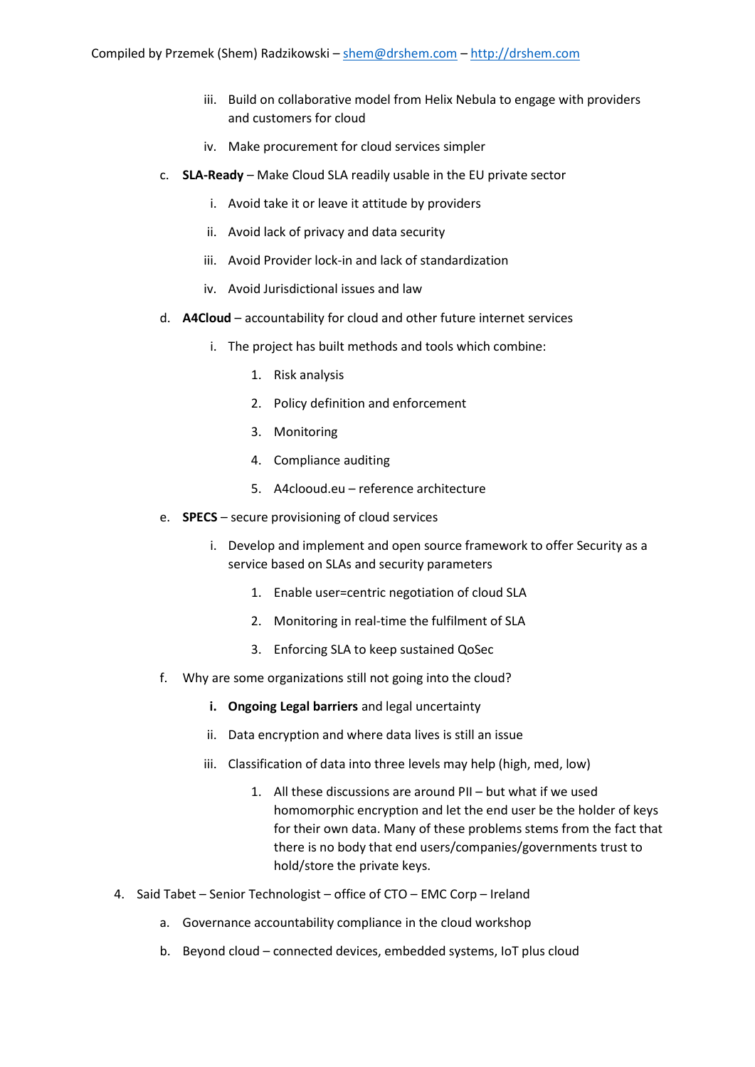iii. Build on collaborative model from Helix Nebula to engage with providers and customers for cloud

iv. Make procurement for cloud services simpler

c. **SLA-Ready** – Make Cloud SLA readily usable in the EU private sector

   i. Avoid take it or leave it attitude by providers

   ii. Avoid lack of privacy and data security

   iii. Avoid Provider lock-in and lack of standardization

   iv. Avoid Jurisdictional issues and law

d. **A4Cloud** – accountability for cloud and other future internet services

   i. The project has built methods and tools which combine:

      1. Risk analysis
      2. Policy definition and enforcement
      3. Monitoring
      4. Compliance auditing
      5. A4clooud.eu – reference architecture

e. **SPECS** – secure provisioning of cloud services

   i. Develop and implement and open source framework to offer Security as a service based on SLAs and security parameters

      1. Enable user=centric negotiation of cloud SLA
      2. Monitoring in real-time the fulfilment of SLA
      3. Enforcing SLA to keep sustained QoSec

f. Why are some organizations still not going into the cloud?

   **i. Ongoing Legal barriers** and legal uncertainty

   ii. Data encryption and where data lives is still an issue

   iii. Classification of data into three levels may help (high, med, low)

      1. All these discussions are around PII – but what if we used homomorphic encryption and let the end user be the holder of keys for their own data. Many of these problems stems from the fact that there is no body that end users/companies/governments trust to hold/store the private keys.

4. Said Tabet – Senior Technologist – office of CTO – EMC Corp – Ireland

   a. Governance accountability compliance in the cloud workshop

   b. Beyond cloud – connected devices, embedded systems, IoT plus cloud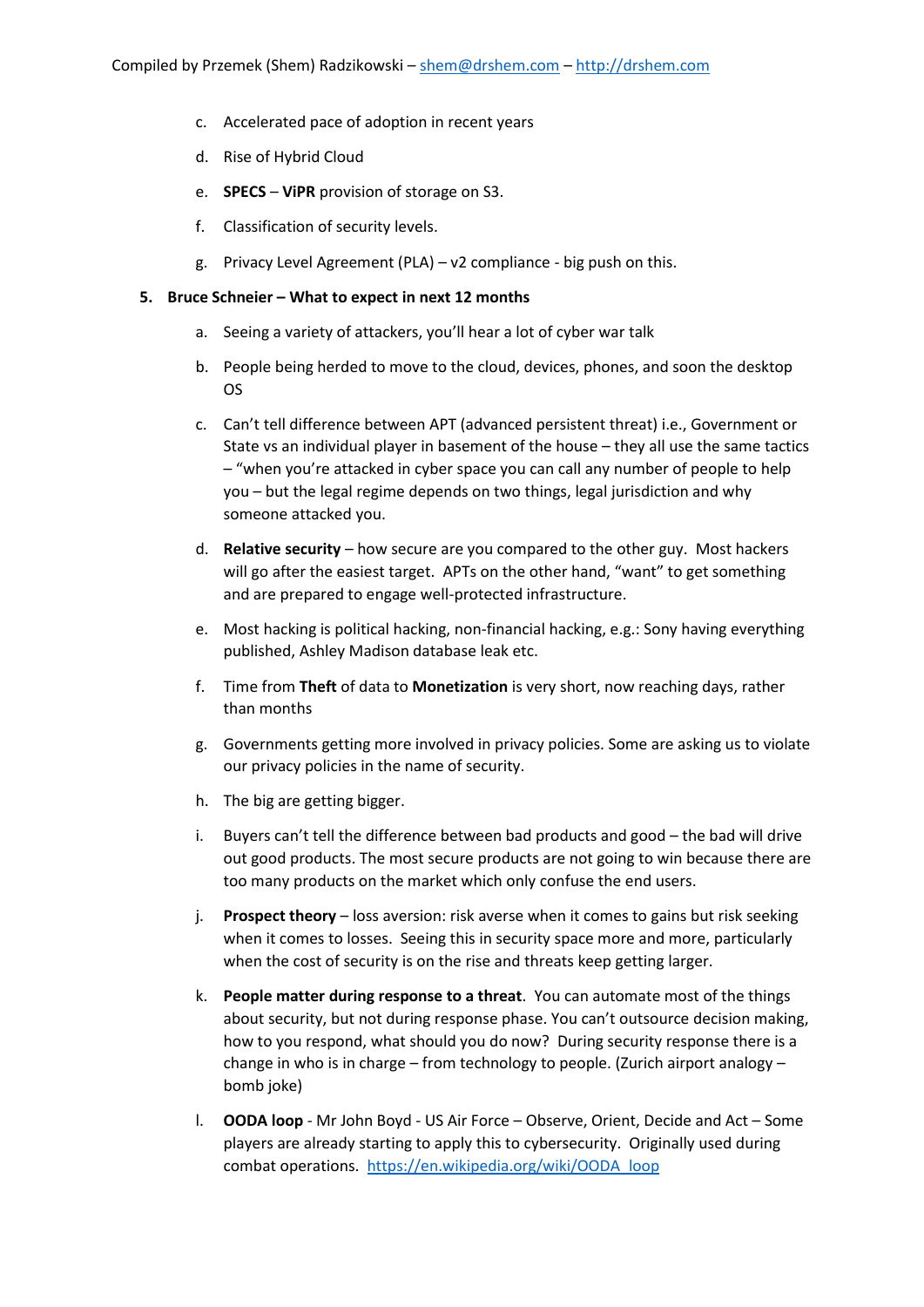c. Accelerated pace of adoption in recent years

d. Rise of Hybrid Cloud

e. **SPECS** – **ViPR** provision of storage on S3.

f. Classification of security levels.

g. Privacy Level Agreement (PLA) – v2 compliance - big push on this.

5. **Bruce Schneier – What to expect in next 12 months**

a. Seeing a variety of attackers, you'll hear a lot of cyber war talk

b. People being herded to move to the cloud, devices, phones, and soon the desktop OS

c. Can't tell difference between APT (advanced persistent threat) i.e., Government or State vs an individual player in basement of the house – they all use the same tactics – "when you're attacked in cyber space you can call any number of people to help you – but the legal regime depends on two things, legal jurisdiction and why someone attacked you.

d. **Relative security** – how secure are you compared to the other guy. Most hackers will go after the easiest target. APTs on the other hand, "want" to get something and are prepared to engage well-protected infrastructure.

e. Most hacking is political hacking, non-financial hacking, e.g.: Sony having everything published, Ashley Madison database leak etc.

f. Time from **Theft** of data to **Monetization** is very short, now reaching days, rather than months

g. Governments getting more involved in privacy policies. Some are asking us to violate our privacy policies in the name of security.

h. The big are getting bigger.

i. Buyers can't tell the difference between bad products and good – the bad will drive out good products. The most secure products are not going to win because there are too many products on the market which only confuse the end users.

j. **Prospect theory** – loss aversion: risk averse when it comes to gains but risk seeking when it comes to losses. Seeing this in security space more and more, particularly when the cost of security is on the rise and threats keep getting larger.

k. **People matter during response to a threat**. You can automate most of the things about security, but not during response phase. You can't outsource decision making, how to you respond, what should you do now? During security response there is a change in who is in charge – from technology to people. (Zurich airport analogy – bomb joke)

l. **OODA loop** - Mr John Boyd - US Air Force – Observe, Orient, Decide and Act – Some players are already starting to apply this to cybersecurity. Originally used during combat operations. https://en.wikipedia.org/wiki/OODA_loop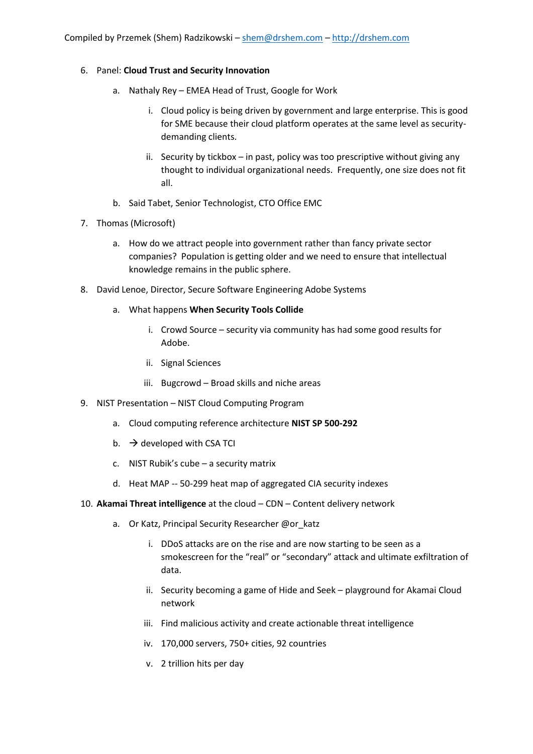6. Panel: **Cloud Trust and Security Innovation**
    a. Nathaly Rey – EMEA Head of Trust, Google for Work
        i. Cloud policy is being driven by government and large enterprise. This is good for SME because their cloud platform operates at the same level as security-demanding clients.
        ii. Security by tickbox – in past, policy was too prescriptive without giving any thought to individual organizational needs. Frequently, one size does not fit all.
    b. Said Tabet, Senior Technologist, CTO Office EMC
7. Thomas (Microsoft)
    a. How do we attract people into government rather than fancy private sector companies? Population is getting older and we need to ensure that intellectual knowledge remains in the public sphere.
8. David Lenoe, Director, Secure Software Engineering Adobe Systems
    a. What happens **When Security Tools Collide**
        i. Crowd Source – security via community has had some good results for Adobe.
        ii. Signal Sciences
        iii. Bugcrowd – Broad skills and niche areas
9. NIST Presentation – NIST Cloud Computing Program
    a. Cloud computing reference architecture **NIST SP 500-292**
    b. → developed with CSA TCI
    c. NIST Rubik's cube – a security matrix
    d. Heat MAP -- 50-299 heat map of aggregated CIA security indexes
10. **Akamai Threat intelligence** at the cloud – CDN – Content delivery network
    a. Or Katz, Principal Security Researcher @or_katz
        i. DDoS attacks are on the rise and are now starting to be seen as a smokescreen for the "real" or "secondary" attack and ultimate exfiltration of data.
        ii. Security becoming a game of Hide and Seek – playground for Akamai Cloud network
        iii. Find malicious activity and create actionable threat intelligence
        iv. 170,000 servers, 750+ cities, 92 countries
        v. 2 trillion hits per day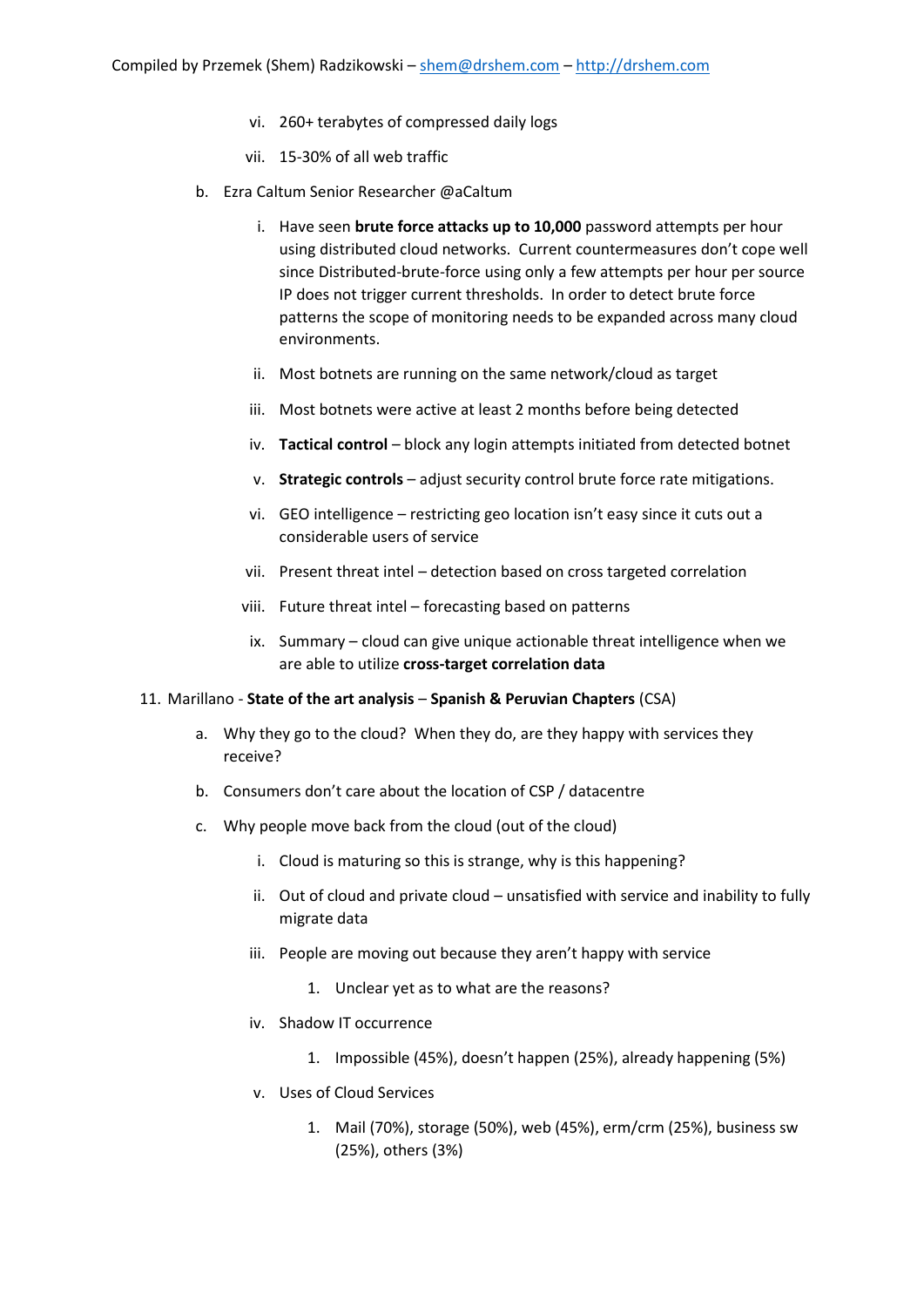vi. 260+ terabytes of compressed daily logs

   vii. 15-30% of all web traffic

b. Ezra Caltum Senior Researcher @aCaltum

   i. Have seen **brute force attacks up to 10,000** password attempts per hour using distributed cloud networks. Current countermeasures don't cope well since Distributed-brute-force using only a few attempts per hour per source IP does not trigger current thresholds. In order to detect brute force patterns the scope of monitoring needs to be expanded across many cloud environments.

   ii. Most botnets are running on the same network/cloud as target

   iii. Most botnets were active at least 2 months before being detected

   iv. **Tactical control** – block any login attempts initiated from detected botnet

   v. **Strategic controls** – adjust security control brute force rate mitigations.

   vi. GEO intelligence – restricting geo location isn't easy since it cuts out a considerable users of service

   vii. Present threat intel – detection based on cross targeted correlation

   viii. Future threat intel – forecasting based on patterns

   ix. Summary – cloud can give unique actionable threat intelligence when we are able to utilize **cross-target correlation data**

11. Marillano - **State of the art analysis** – **Spanish & Peruvian Chapters** (CSA)

   a. Why they go to the cloud? When they do, are they happy with services they receive?

   b. Consumers don't care about the location of CSP / datacentre

   c. Why people move back from the cloud (out of the cloud)

      i. Cloud is maturing so this is strange, why is this happening?

      ii. Out of cloud and private cloud – unsatisfied with service and inability to fully migrate data

      iii. People are moving out because they aren't happy with service

         1. Unclear yet as to what are the reasons?

      iv. Shadow IT occurrence

         1. Impossible (45%), doesn't happen (25%), already happening (5%)

      v. Uses of Cloud Services

         1. Mail (70%), storage (50%), web (45%), erm/crm (25%), business sw (25%), others (3%)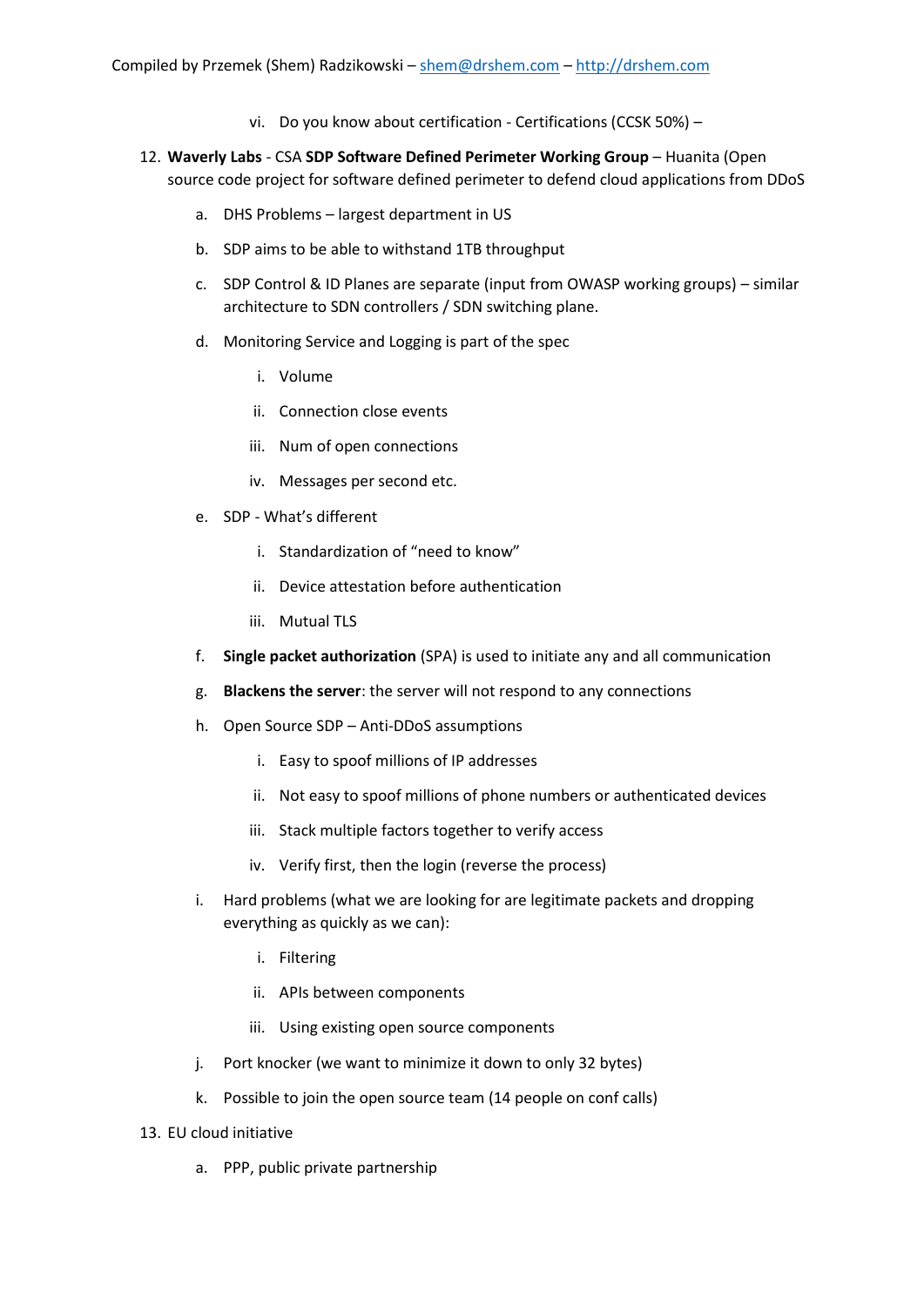vi. Do you know about certification - Certifications (CCSK 50%) –

12. **Waverly Labs** - CSA **SDP Software Defined Perimeter Working Group** – Huanita (Open source code project for software defined perimeter to defend cloud applications from DDoS
   a. DHS Problems – largest department in US
   b. SDP aims to be able to withstand 1TB throughput
   c. SDP Control & ID Planes are separate (input from OWASP working groups) – similar architecture to SDN controllers / SDN switching plane.
   d. Monitoring Service and Logging is part of the spec
      i. Volume
      ii. Connection close events
      iii. Num of open connections
      iv. Messages per second etc.
   e. SDP - What's different
      i. Standardization of "need to know"
      ii. Device attestation before authentication
      iii. Mutual TLS
   f. **Single packet authorization** (SPA) is used to initiate any and all communication
   g. **Blackens the server**: the server will not respond to any connections
   h. Open Source SDP – Anti-DDoS assumptions
      i. Easy to spoof millions of IP addresses
      ii. Not easy to spoof millions of phone numbers or authenticated devices
      iii. Stack multiple factors together to verify access
      iv. Verify first, then the login (reverse the process)
   i. Hard problems (what we are looking for are legitimate packets and dropping everything as quickly as we can):
      i. Filtering
      ii. APIs between components
      iii. Using existing open source components
   j. Port knocker (we want to minimize it down to only 32 bytes)
   k. Possible to join the open source team (14 people on conf calls)

13. EU cloud initiative
   a. PPP, public private partnership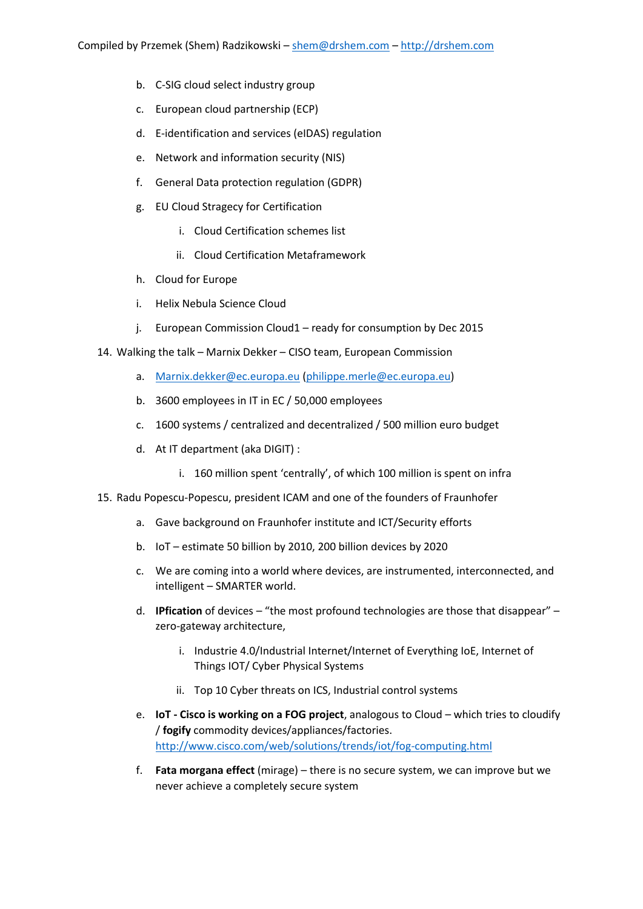b. C-SIG cloud select industry group

c. European cloud partnership (ECP)

d. E-identification and services (eIDAS) regulation

e. Network and information security (NIS)

f. General Data protection regulation (GDPR)

g. EU Cloud Stragecy for Certification

   i. Cloud Certification schemes list

   ii. Cloud Certification Metaframework

h. Cloud for Europe

i. Helix Nebula Science Cloud

j. European Commission Cloud1 – ready for consumption by Dec 2015

14. Walking the talk – Marnix Dekker – CISO team, European Commission

    a. [Marnix.dekker@ec.europa.eu](mailto:Marnix.dekker@ec.europa.eu) ([philippe.merle@ec.europa.eu](mailto:philippe.merle@ec.europa.eu))

    b. 3600 employees in IT in EC / 50,000 employees

    c. 1600 systems / centralized and decentralized / 500 million euro budget

    d. At IT department (aka DIGIT) :

       i. 160 million spent 'centrally', of which 100 million is spent on infra

15. Radu Popescu-Popescu, president ICAM and one of the founders of Fraunhofer

    a. Gave background on Fraunhofer institute and ICT/Security efforts

    b. IoT – estimate 50 billion by 2010, 200 billion devices by 2020

    c. We are coming into a world where devices, are instrumented, interconnected, and intelligent – SMARTER world.

    d. **IPfication** of devices – "the most profound technologies are those that disappear" – zero-gateway architecture,

       i. Industrie 4.0/Industrial Internet/Internet of Everything IoE, Internet of Things IOT/ Cyber Physical Systems

       ii. Top 10 Cyber threats on ICS, Industrial control systems

    e. **IoT - Cisco is working on a FOG project**, analogous to Cloud – which tries to cloudify / **fogify** commodity devices/appliances/factories. [http://www.cisco.com/web/solutions/trends/iot/fog-computing.html](http://www.cisco.com/web/solutions/trends/iot/fog-computing.html)

    f. **Fata morgana effect** (mirage) – there is no secure system, we can improve but we never achieve a completely secure system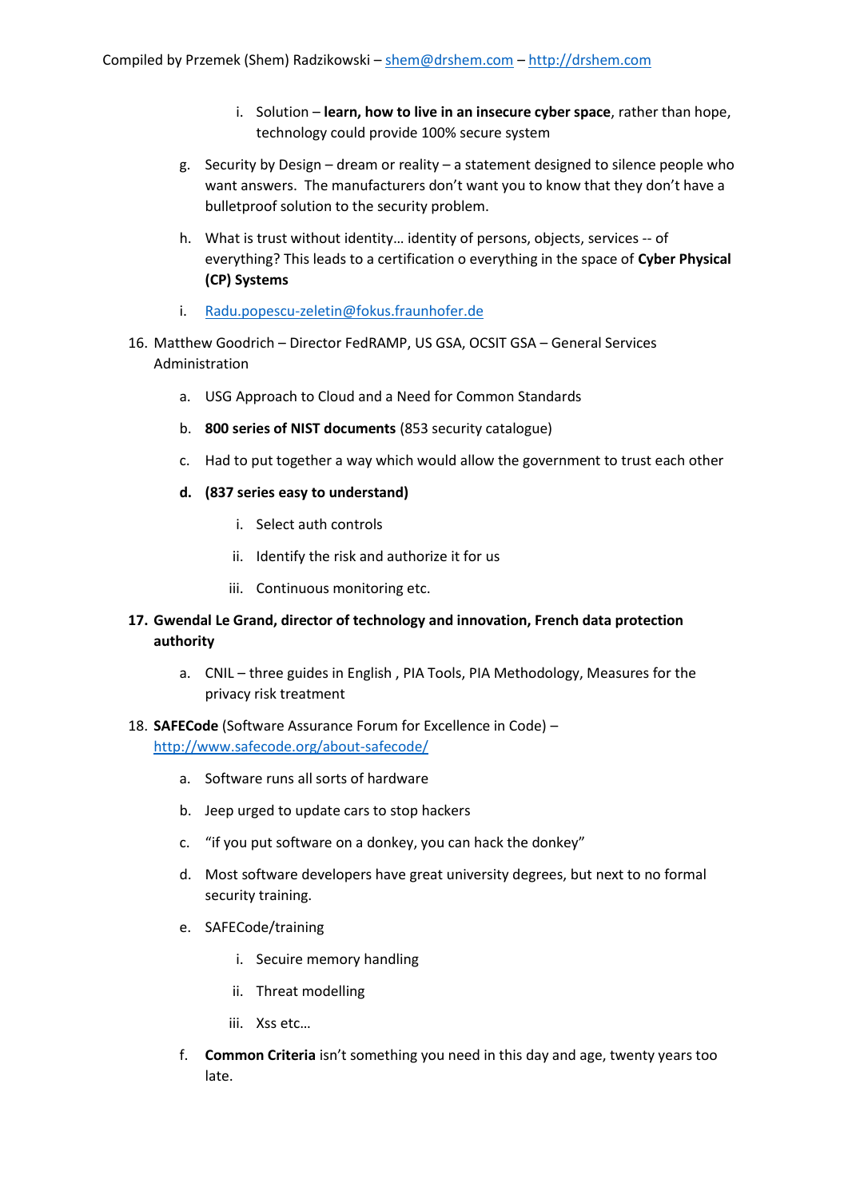i. Solution – **learn, how to live in an insecure cyber space**, rather than hope, technology could provide 100% secure system

g. Security by Design – dream or reality – a statement designed to silence people who want answers. The manufacturers don't want you to know that they don't have a bulletproof solution to the security problem.

h. What is trust without identity… identity of persons, objects, services -- of everything? This leads to a certification o everything in the space of **Cyber Physical (CP) Systems**

i. Radu.popescu-zeletin@fokus.fraunhofer.de

16. Matthew Goodrich – Director FedRAMP, US GSA, OCSIT GSA – General Services Administration

    a. USG Approach to Cloud and a Need for Common Standards

    b. **800 series of NIST documents** (853 security catalogue)

    c. Had to put together a way which would allow the government to trust each other

    d. **(837 series easy to understand)**

        i. Select auth controls

        ii. Identify the risk and authorize it for us

        iii. Continuous monitoring etc.

17. **Gwendal Le Grand, director of technology and innovation, French data protection authority**

    a. CNIL – three guides in English , PIA Tools, PIA Methodology, Measures for the privacy risk treatment

18. **SAFECode** (Software Assurance Forum for Excellence in Code) – http://www.safecode.org/about-safecode/

    a. Software runs all sorts of hardware

    b. Jeep urged to update cars to stop hackers

    c. "if you put software on a donkey, you can hack the donkey"

    d. Most software developers have great university degrees, but next to no formal security training.

    e. SAFECode/training

        i. Secuire memory handling

        ii. Threat modelling

        iii. Xss etc…

    f. **Common Criteria** isn't something you need in this day and age, twenty years too late.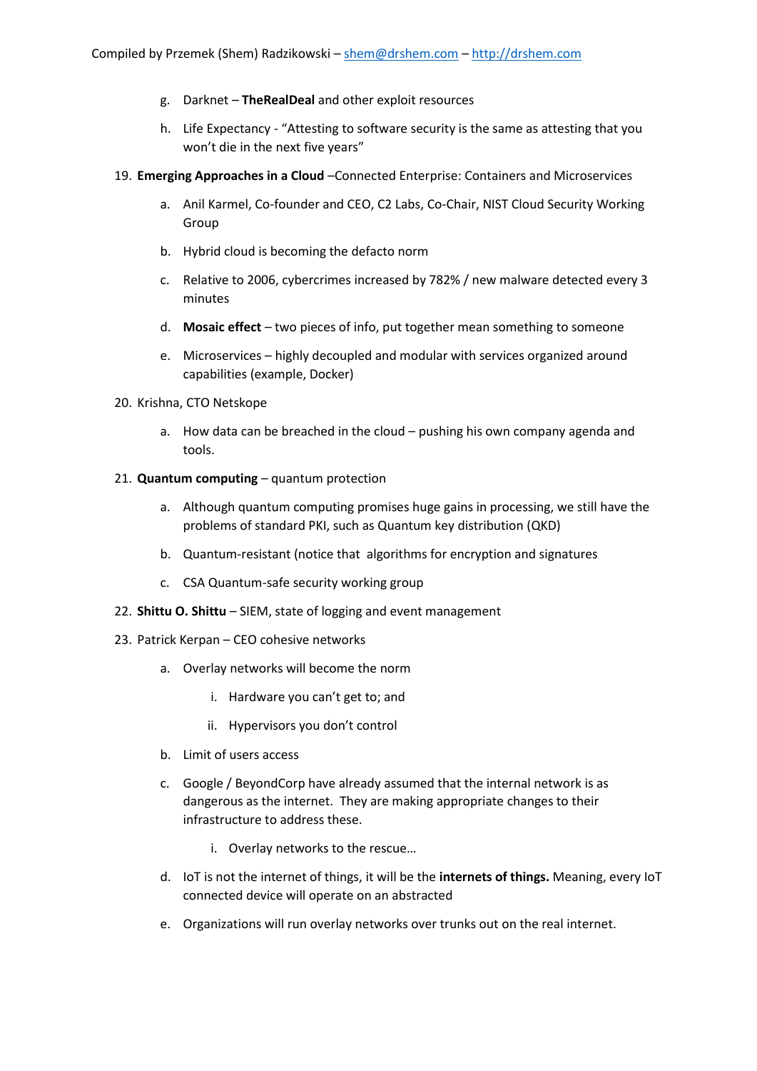g. Darknet – **TheRealDeal** and other exploit resources

h. Life Expectancy - "Attesting to software security is the same as attesting that you won't die in the next five years"

19. **Emerging Approaches in a Cloud** –Connected Enterprise: Containers and Microservices

    a. Anil Karmel, Co-founder and CEO, C2 Labs, Co-Chair, NIST Cloud Security Working Group

    b. Hybrid cloud is becoming the defacto norm

    c. Relative to 2006, cybercrimes increased by 782% / new malware detected every 3 minutes

    d. **Mosaic effect** – two pieces of info, put together mean something to someone

    e. Microservices – highly decoupled and modular with services organized around capabilities (example, Docker)

20. Krishna, CTO Netskope

    a. How data can be breached in the cloud – pushing his own company agenda and tools.

21. **Quantum computing** – quantum protection

    a. Although quantum computing promises huge gains in processing, we still have the problems of standard PKI, such as Quantum key distribution (QKD)

    b. Quantum-resistant (notice that algorithms for encryption and signatures

    c. CSA Quantum-safe security working group

22. **Shittu O. Shittu** – SIEM, state of logging and event management

23. Patrick Kerpan – CEO cohesive networks

    a. Overlay networks will become the norm

        i. Hardware you can't get to; and

        ii. Hypervisors you don't control

    b. Limit of users access

    c. Google / BeyondCorp have already assumed that the internal network is as dangerous as the internet. They are making appropriate changes to their infrastructure to address these.

        i. Overlay networks to the rescue…

    d. IoT is not the internet of things, it will be the **internets of things.** Meaning, every IoT connected device will operate on an abstracted

    e. Organizations will run overlay networks over trunks out on the real internet.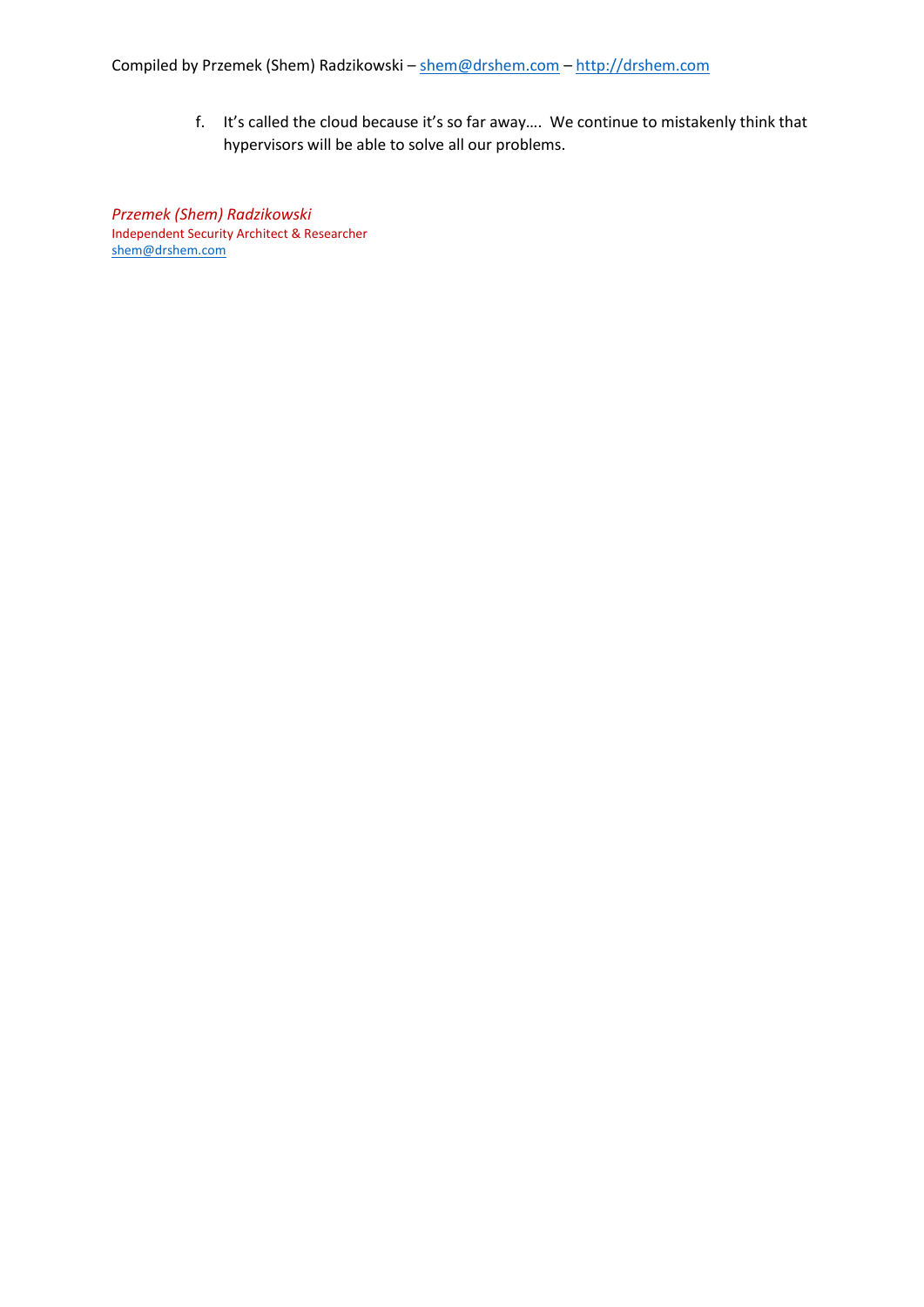f. It's called the cloud because it's so far away…. We continue to mistakenly think that hypervisors will be able to solve all our problems.

*Przemek (Shem) Radzikowski*
Independent Security Architect & Researcher
shem@drshem.com